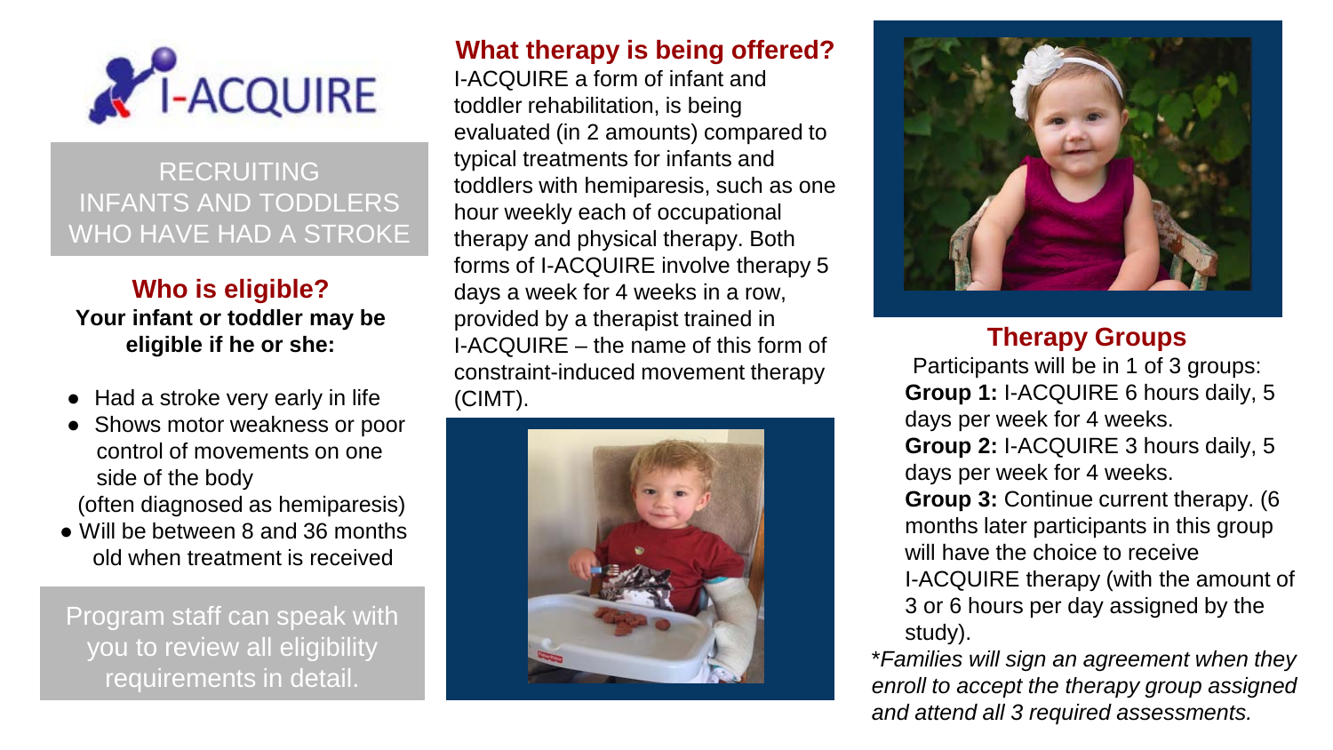# I-ACQUIRE

RECRUITING INFANTS AND TODDLERS WHO HAVE HAD A STROKE

## Who is eligible?

**Your infant or toddler may be eligible if he or she:**

- Had a stroke very early in life
- Shows motor weakness or poor control of movements on one side of the body (often diagnosed as hemiparesis)
- Will be between 8 and 36 months old when treatment is received

Program staff can speak with you to review all eligibility requirements in detail.

## What therapy is being offered?

I-ACQUIRE a form of infant and toddler rehabilitation, is being evaluated (in 2 amounts) compared to typical treatments for infants and toddlers with hemiparesis, such as one hour weekly each of occupational therapy and physical therapy. Both forms of I-ACQUIRE involve therapy 5 days a week for 4 weeks in a row, provided by a therapist trained in I-ACQUIRE – the name of this form of constraint-induced movement therapy (CIMT).

## Therapy Groups

Participants will be in 1 of 3 groups:

**Group 1:** I-ACQUIRE 6 hours daily, 5 days per week for 4 weeks.

**Group 2:** I-ACQUIRE 3 hours daily, 5 days per week for 4 weeks.

**Group 3:** Continue current therapy. (6 months later participants in this group will have the choice to receive I-ACQUIRE therapy (with the amount of 3 or 6 hours per day assigned by the study).

**Families will sign an agreement when they enroll to accept the therapy group assigned and attend all 3 required assessments.*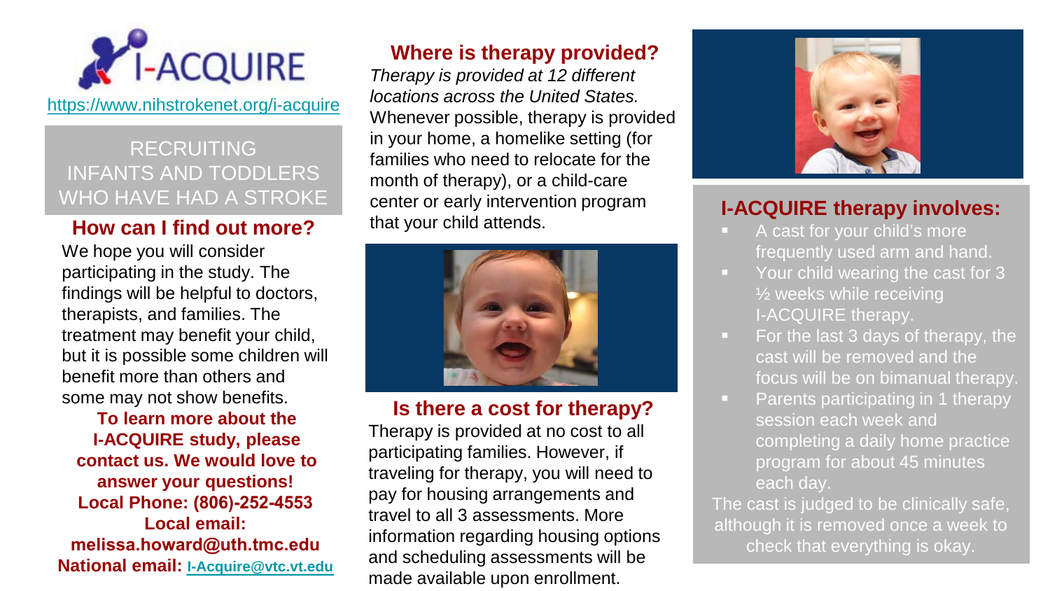I-ACQUIRE

https://www.nihstrokenet.org/i-acquire

RECRUITING INFANTS AND TODDLERS WHO HAVE HAD A STROKE

## How can I find out more?

We hope you will consider participating in the study. The findings will be helpful to doctors, therapists, and families. The treatment may benefit your child, but it is possible some children will benefit more than others and some may not show benefits.

**To learn more about the I-ACQUIRE study, please contact us. We would love to answer your questions!**
**Local Phone: (806)-252-4553**
**Local email: melissa.howard@uth.tmc.edu**
**National email: I-Acquire@vtc.vt.edu**

## Where is therapy provided?

*Therapy is provided at 12 different locations across the United States.* Whenever possible, therapy is provided in your home, a homelike setting (for families who need to relocate for the month of therapy), or a child-care center or early intervention program that your child attends.

## Is there a cost for therapy?

Therapy is provided at no cost to all participating families. However, if traveling for therapy, you will need to pay for housing arrangements and travel to all 3 assessments. More information regarding housing options and scheduling assessments will be made available upon enrollment.

## I-ACQUIRE therapy involves:

- A cast for your child's more frequently used arm and hand.
- Your child wearing the cast for 3 ½ weeks while receiving I-ACQUIRE therapy.
- For the last 3 days of therapy, the cast will be removed and the focus will be on bimanual therapy.
- Parents participating in 1 therapy session each week and completing a daily home practice program for about 45 minutes each day.

The cast is judged to be clinically safe, although it is removed once a week to check that everything is okay.